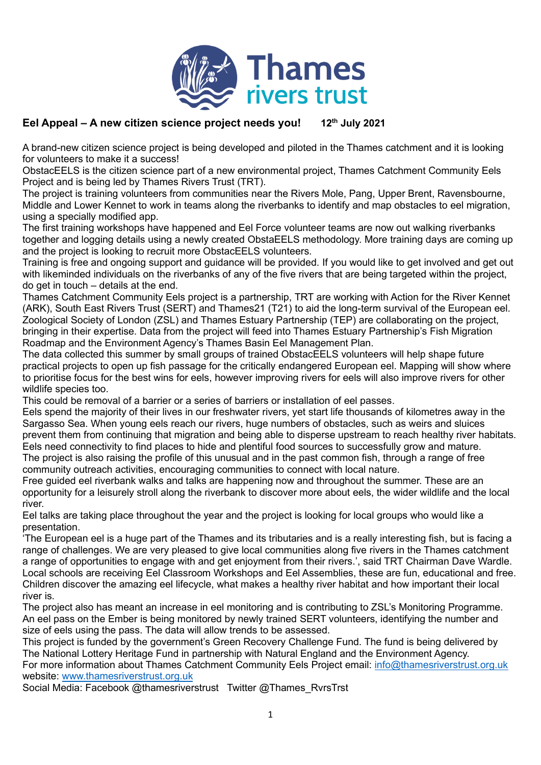# Eel Appeal – A new citizen science project needs you!

12th July 2021

A brand-new citizen science project is being developed and piloted in the Thames catchment and it is looking for volunteers to make it a success!

ObstacEELS is the citizen science part of a new environmental project, Thames Catchment Community Eels Project and is being led by Thames Rivers Trust (TRT).

The project is training volunteers from communities near the Rivers Mole, Pang, Upper Brent, Ravensbourne, Middle and Lower Kennet to work in teams along the riverbanks to identify and map obstacles to eel migration, using a specially modified app.

The first training workshops have happened and Eel Force volunteer teams are now out walking riverbanks together and logging details using a newly created ObstaEELS methodology. More training days are coming up and the project is looking to recruit more ObstacEELS volunteers.

Training is free and ongoing support and guidance will be provided. If you would like to get involved and get out with likeminded individuals on the riverbanks of any of the five rivers that are being targeted within the project, do get in touch – details at the end.

Thames Catchment Community Eels project is a partnership, TRT are working with Action for the River Kennet (ARK), South East Rivers Trust (SERT) and Thames21 (T21) to aid the long-term survival of the European eel. Zoological Society of London (ZSL) and Thames Estuary Partnership (TEP) are collaborating on the project, bringing in their expertise. Data from the project will feed into Thames Estuary Partnership's Fish Migration Roadmap and the Environment Agency's Thames Basin Eel Management Plan.

The data collected this summer by small groups of trained ObstacEELS volunteers will help shape future practical projects to open up fish passage for the critically endangered European eel. Mapping will show where to prioritise focus for the best wins for eels, however improving rivers for eels will also improve rivers for other wildlife species too.

This could be removal of a barrier or a series of barriers or installation of eel passes.

Eels spend the majority of their lives in our freshwater rivers, yet start life thousands of kilometres away in the Sargasso Sea. When young eels reach our rivers, huge numbers of obstacles, such as weirs and sluices prevent them from continuing that migration and being able to disperse upstream to reach healthy river habitats. Eels need connectivity to find places to hide and plentiful food sources to successfully grow and mature.

The project is also raising the profile of this unusual and in the past common fish, through a range of free community outreach activities, encouraging communities to connect with local nature.

Free guided eel riverbank walks and talks are happening now and throughout the summer. These are an opportunity for a leisurely stroll along the riverbank to discover more about eels, the wider wildlife and the local river.

Eel talks are taking place throughout the year and the project is looking for local groups who would like a presentation.

'The European eel is a huge part of the Thames and its tributaries and is a really interesting fish, but is facing a range of challenges. We are very pleased to give local communities along five rivers in the Thames catchment a range of opportunities to engage with and get enjoyment from their rivers.', said TRT Chairman Dave Wardle.

Local schools are receiving Eel Classroom Workshops and Eel Assemblies, these are fun, educational and free. Children discover the amazing eel lifecycle, what makes a healthy river habitat and how important their local river is.

The project also has meant an increase in eel monitoring and is contributing to ZSL's Monitoring Programme. An eel pass on the Ember is being monitored by newly trained SERT volunteers, identifying the number and size of eels using the pass. The data will allow trends to be assessed.

This project is funded by the government's Green Recovery Challenge Fund. The fund is being delivered by The National Lottery Heritage Fund in partnership with Natural England and the Environment Agency.

For more information about Thames Catchment Community Eels Project email: info@thamesriverstrust.org.uk website: www.thamesriverstrust.org.uk

Social Media: Facebook @thamesriverstrust Twitter @Thames_RvrsTrst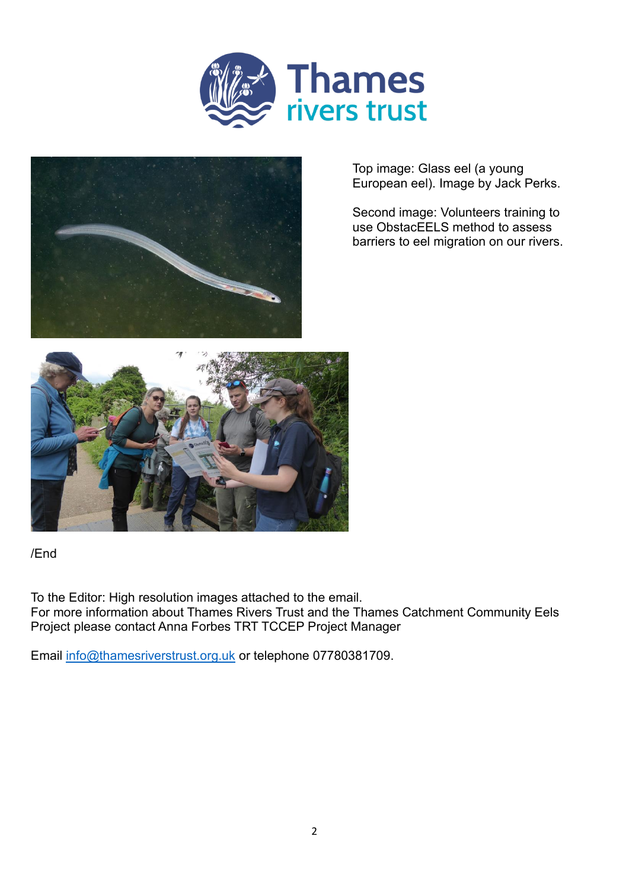Top image: Glass eel (a young European eel). Image by Jack Perks.

Second image: Volunteers training to use ObstacEELS method to assess barriers to eel migration on our rivers.

/End

To the Editor: High resolution images attached to the email.
For more information about Thames Rivers Trust and the Thames Catchment Community Eels Project please contact Anna Forbes TRT TCCEP Project Manager

Email info@thamesriverstrust.org.uk or telephone 07780381709.